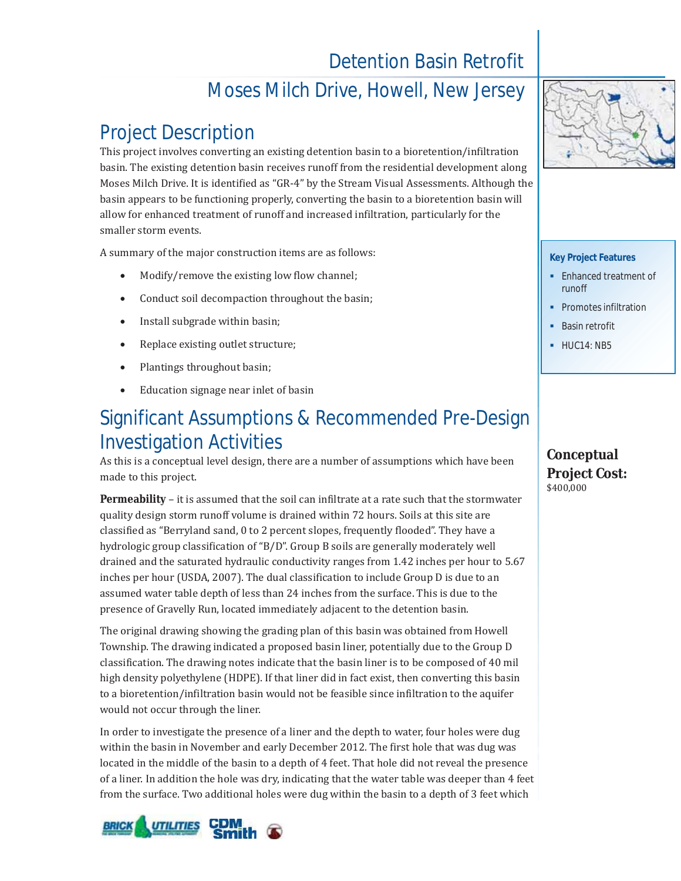# Detention Basin Retrofit

## Moses Milch Drive, Howell, New Jersey

## Project Description

This project involves converting an existing detention basin to a bioretention/infiltration basin. The existing detention basin receives runoff from the residential development along Moses Milch Drive. It is identified as "GR-4" by the Stream Visual Assessments. Although the basin appears to be functioning properly, converting the basin to a bioretention basin will allow for enhanced treatment of runoff and increased infiltration, particularly for the smaller storm events.

A summary of the major construction items are as follows:

- Modify/remove the existing low flow channel;
- Conduct soil decompaction throughout the basin;
- Install subgrade within basin;
- Replace existing outlet structure;
- Plantings throughout basin;
- Education signage near inlet of basin

**Key Project Features**

- Enhanced treatment of runoff
- Promotes infiltration
- Basin retrofit
- HUC14: NB5

**Conceptual Project Cost:**
$400,000

## Significant Assumptions & Recommended Pre-Design Investigation Activities

As this is a conceptual level design, there are a number of assumptions which have been made to this project.

**Permeability** – it is assumed that the soil can infiltrate at a rate such that the stormwater quality design storm runoff volume is drained within 72 hours. Soils at this site are classified as "Berryland sand, 0 to 2 percent slopes, frequently flooded". They have a hydrologic group classification of "B/D". Group B soils are generally moderately well drained and the saturated hydraulic conductivity ranges from 1.42 inches per hour to 5.67 inches per hour (USDA, 2007). The dual classification to include Group D is due to an assumed water table depth of less than 24 inches from the surface. This is due to the presence of Gravelly Run, located immediately adjacent to the detention basin.

The original drawing showing the grading plan of this basin was obtained from Howell Township. The drawing indicated a proposed basin liner, potentially due to the Group D classification. The drawing notes indicate that the basin liner is to be composed of 40 mil high density polyethylene (HDPE). If that liner did in fact exist, then converting this basin to a bioretention/infiltration basin would not be feasible since infiltration to the aquifer would not occur through the liner.

In order to investigate the presence of a liner and the depth to water, four holes were dug within the basin in November and early December 2012. The first hole that was dug was located in the middle of the basin to a depth of 4 feet. That hole did not reveal the presence of a liner. In addition the hole was dry, indicating that the water table was deeper than 4 feet from the surface. Two additional holes were dug within the basin to a depth of 3 feet which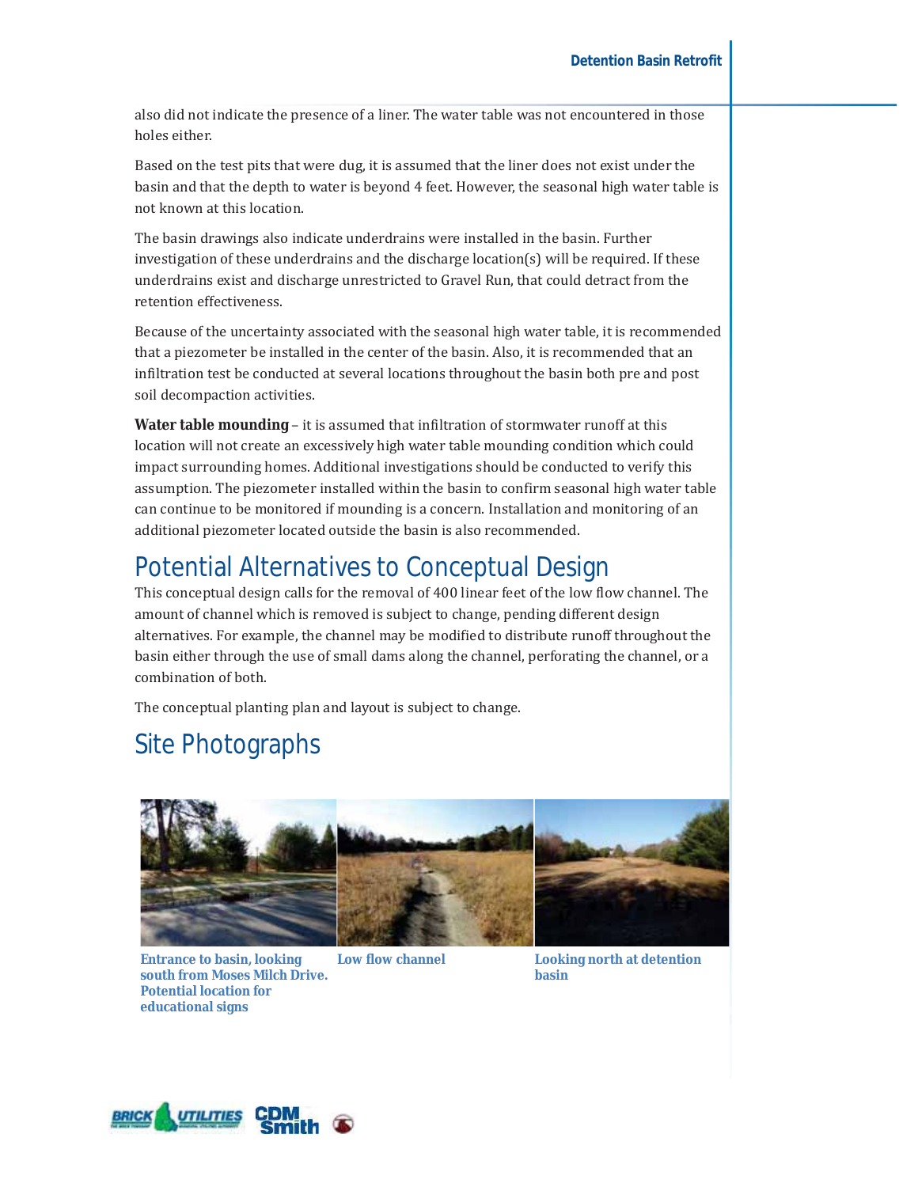also did not indicate the presence of a liner. The water table was not encountered in those holes either.

Based on the test pits that were dug, it is assumed that the liner does not exist under the basin and that the depth to water is beyond 4 feet. However, the seasonal high water table is not known at this location.

The basin drawings also indicate underdrains were installed in the basin. Further investigation of these underdrains and the discharge location(s) will be required. If these underdrains exist and discharge unrestricted to Gravel Run, that could detract from the retention effectiveness.

Because of the uncertainty associated with the seasonal high water table, it is recommended that a piezometer be installed in the center of the basin. Also, it is recommended that an infiltration test be conducted at several locations throughout the basin both pre and post soil decompaction activities.

**Water table mounding** – it is assumed that infiltration of stormwater runoff at this location will not create an excessively high water table mounding condition which could impact surrounding homes. Additional investigations should be conducted to verify this assumption. The piezometer installed within the basin to confirm seasonal high water table can continue to be monitored if mounding is a concern. Installation and monitoring of an additional piezometer located outside the basin is also recommended.

## Potential Alternatives to Conceptual Design

This conceptual design calls for the removal of 400 linear feet of the low flow channel. The amount of channel which is removed is subject to change, pending different design alternatives. For example, the channel may be modified to distribute runoff throughout the basin either through the use of small dams along the channel, perforating the channel, or a combination of both.

The conceptual planting plan and layout is subject to change.

## Site Photographs

**Entrance to basin, looking south from Moses Milch Drive. Potential location for educational signs**

**Low flow channel**

**Looking north at detention basin**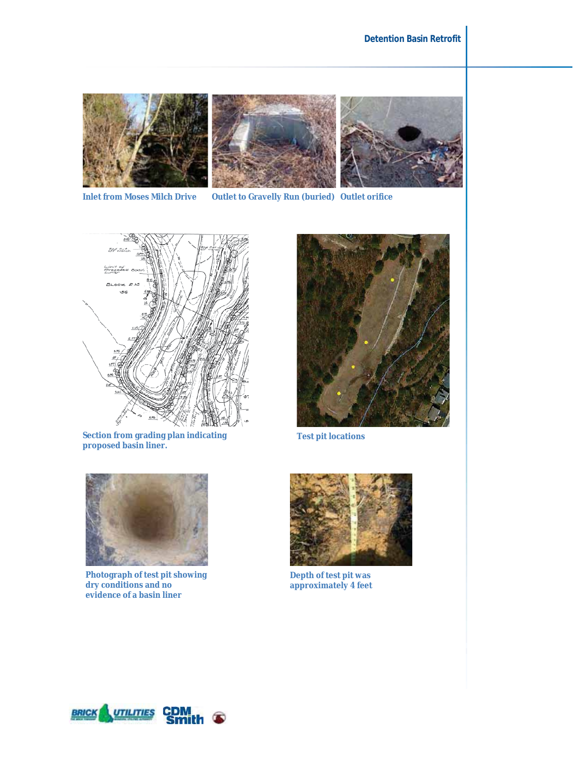Inlet from Moses Milch Drive

Outlet to Gravelly Run (buried)

Outlet orifice

Section from grading plan indicating proposed basin liner.

Test pit locations

Photograph of test pit showing dry conditions and no evidence of a basin liner

Depth of test pit was approximately 4 feet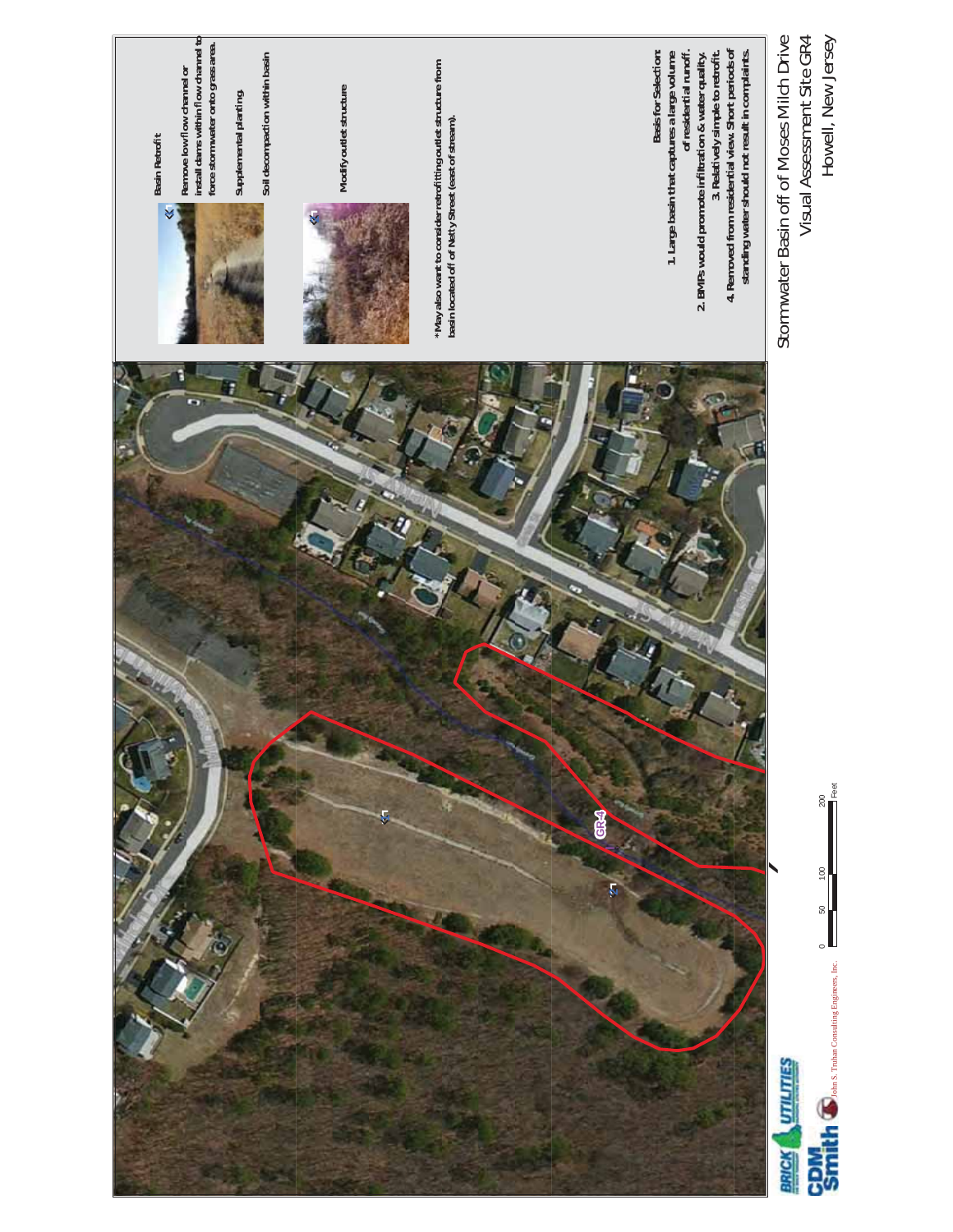# Stormwater Basin off of Moses Milch Drive

## Visual Assessment Site GR4

### Howell, New Jersey

**Basin Retrofit**

- Remove low flow channel or install dams within flow channel to force stormwater onto grass area.
- Supplemental planting.
- Soil decompaction within basin

**Modify outlet structure**

*May also want to consider retrofitting outlet structure from basin located off of Netty Street (east of stream).

**Basis for Selection:**

1. Large basin that captures a large volume of residential runoff.
2. BMPs would promote infiltration & water quality.
3. Relatively simple to retrofit.
4. Removed from residential view. Short periods of standing water should not result in complaints.

GR-4

0 50 100 200 Feet

BRICK UTILITIES

CDM Smith

John S. Truhan Consulting Engineers, Inc.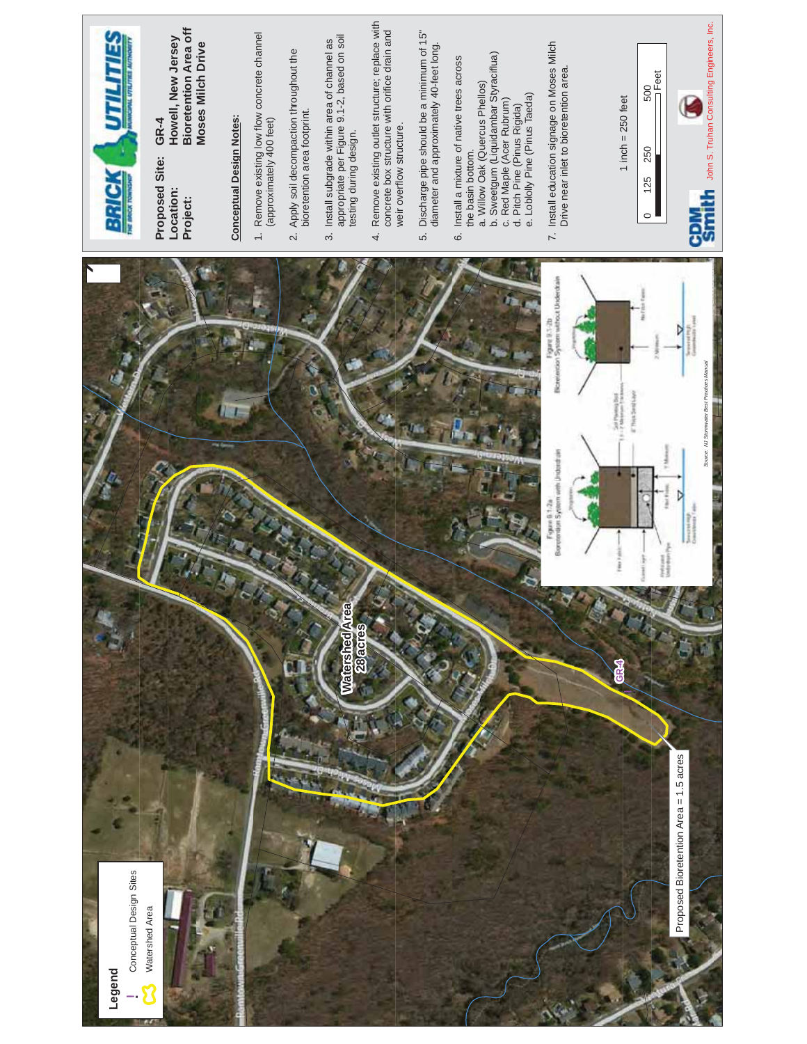BRICK UTILITIES

THE BRICK TOWNSHIP MUNICIPAL UTILITIES AUTHORITY

**Proposed Site:** GR-4

**Location:** Howell, New Jersey

**Project:** Bioretention Area off Moses Milch Drive

**Conceptual Design Notes:**

1. Remove existing low flow concrete channel (approximately 400 feet)
2. Apply soil decompaction throughout the bioretention area footprint.
3. Install subgrade within area of channel as appropriate per Figure 9.1-2, based on soil testing during design.
4. Remove existing outlet structure; replace with concrete box structure with orifice drain and weir overflow structure.
5. Discharge pipe should be a minimum of 15" diameter and approximately 40-feet long.
6. Install a mixture of native trees across the basin bottom.
   a. Willow Oak (Quercus Phellos)
   b. Sweetgum (Liquidambar Styraciflua)
   c. Red Maple (Acer Rubrum)
   d. Pitch Pine (Pinus Rigida)
   e. Loblolly Pine (Pinus Taeda)
7. Install education signage on Moses Milch Drive near inlet to bioretention area.

1 inch = 250 feet

0 125 250 500 Feet

CDM Smith

John S. Truhan Consulting Engineers, Inc.

**Legend**

Conceptual Design Sites

Watershed Area

Watershed Area 28 acres

GR-4

Proposed Bioretention Area = 1.5 acres

Figure 9.1-2a Bioretention System with Underdrain

Figure 9.1-2b Bioretention System without Underdrain

Source: NJ Stormwater Best Practices Manual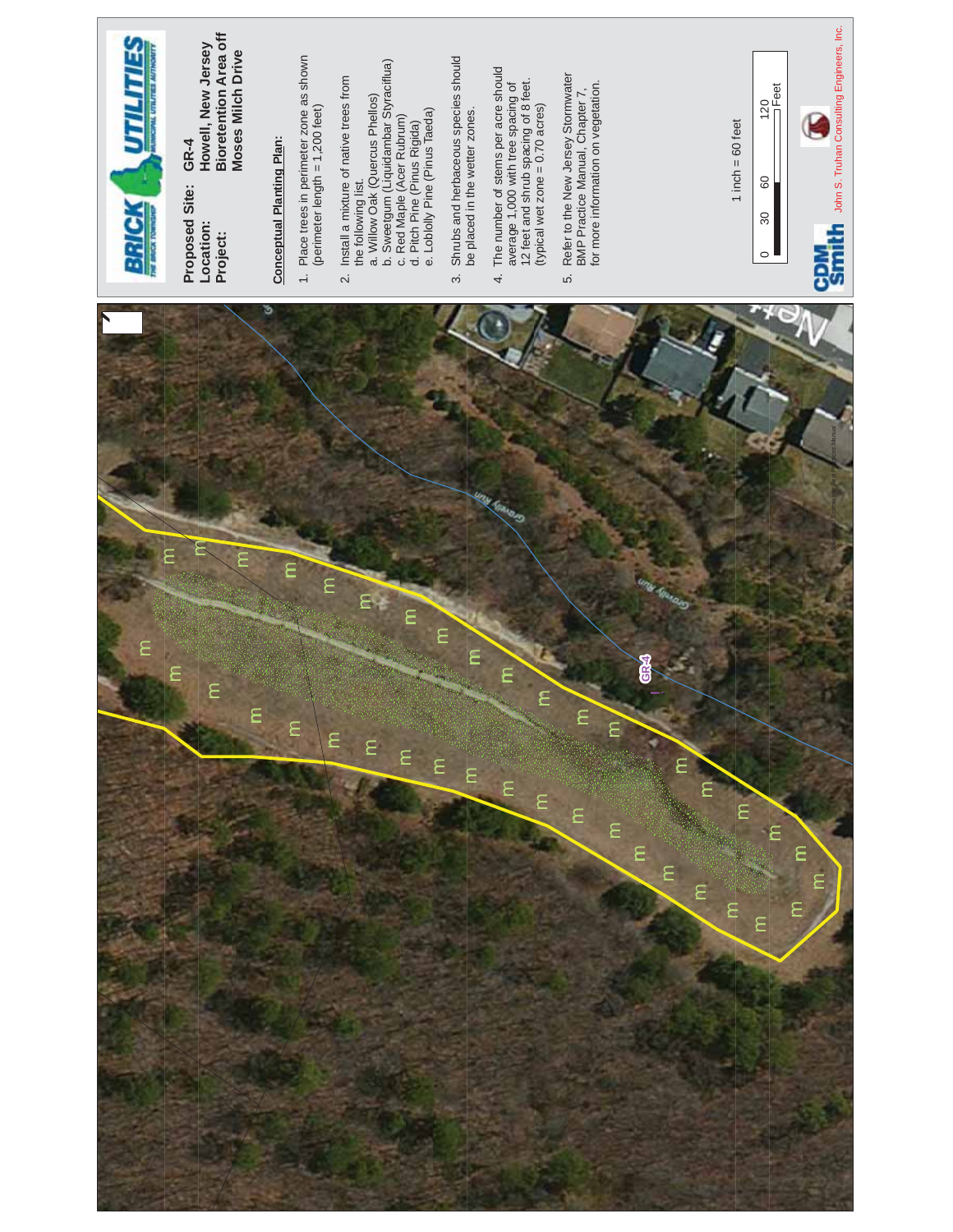**BRICK** THE BRICK TOWNSHIP **UTILITIES** MUNICIPAL UTILITIES AUTHORITY

**Proposed Site:** GR-4
**Location:** Howell, New Jersey
**Project:** Bioretention Area off Moses Milch Drive

**Conceptual Planting Plan:**

1. Place trees in perimeter zone as shown (perimeter length = 1,200 feet)
2. Install a mixture of native trees from the following list.
   a. Willow Oak (Quercus Phellos)
   b. Sweetgum (Liquidambar Styraciflua)
   c. Red Maple (Acer Rubrum)
   d. Pitch Pine (Pinus Rigida)
   e. Loblolly Pine (Pinus Taeda)
3. Shrubs and herbaceous species should be placed in the wetter zones.
4. The number of stems per acre should average 1,000 with tree spacing of 12 feet and shrub spacing of 8 feet. (typical wet zone = 0.70 acres)
5. Refer to the New Jersey Stormwater BMP Practice Manual, Chapter 7, for more information on vegetation.

1 inch = 60 feet

0 30 60 120 Feet

CDM Smith

John S. Truhan Consulting Engineers, Inc.

Gravelly Run

Gravelly Run

GR-4